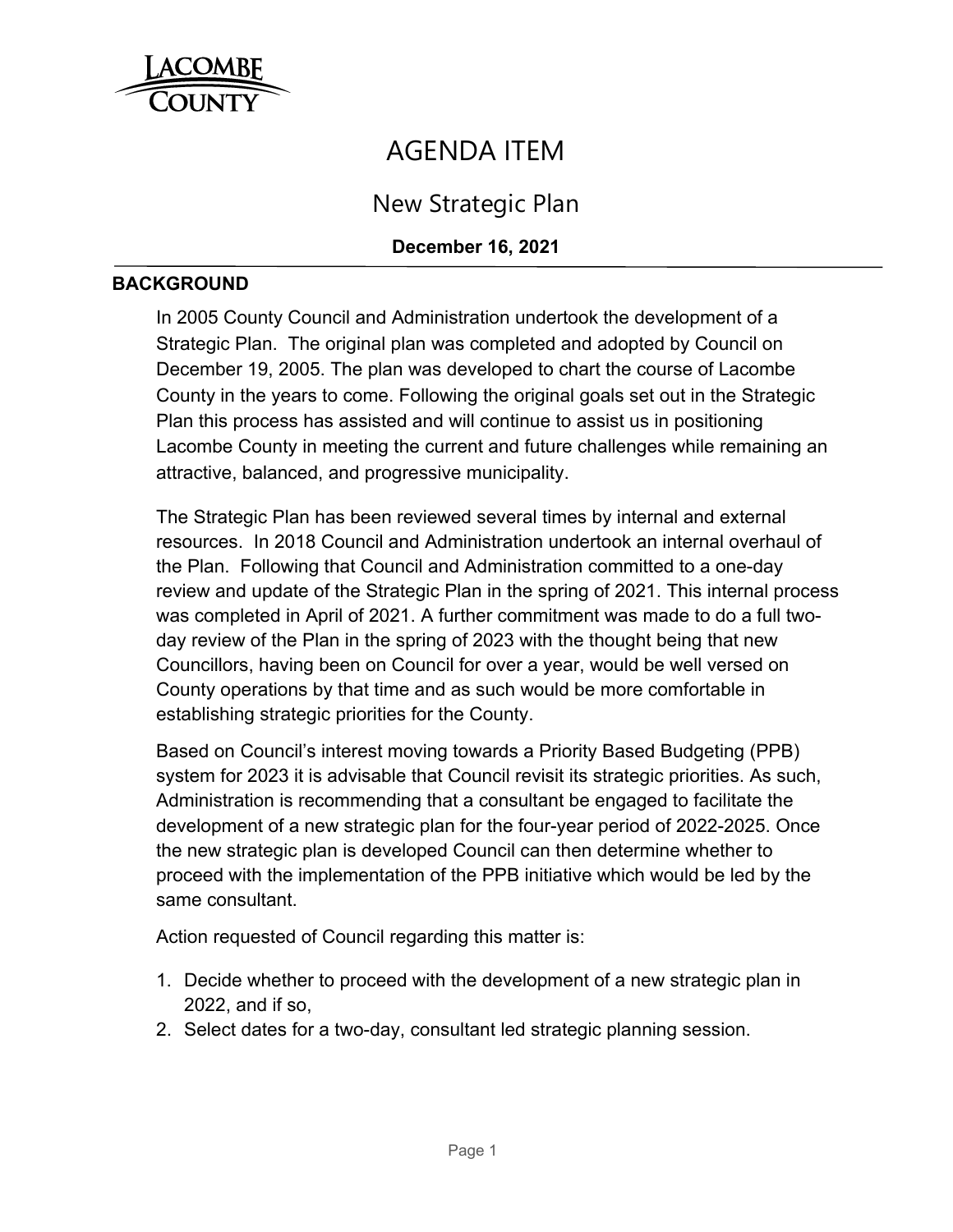LACOMBE COUNTY

# AGENDA ITEM

## New Strategic Plan

**December 16, 2021**

### BACKGROUND

In 2005 County Council and Administration undertook the development of a Strategic Plan. The original plan was completed and adopted by Council on December 19, 2005. The plan was developed to chart the course of Lacombe County in the years to come. Following the original goals set out in the Strategic Plan this process has assisted and will continue to assist us in positioning Lacombe County in meeting the current and future challenges while remaining an attractive, balanced, and progressive municipality.

The Strategic Plan has been reviewed several times by internal and external resources. In 2018 Council and Administration undertook an internal overhaul of the Plan. Following that Council and Administration committed to a one-day review and update of the Strategic Plan in the spring of 2021. This internal process was completed in April of 2021. A further commitment was made to do a full two-day review of the Plan in the spring of 2023 with the thought being that new Councillors, having been on Council for over a year, would be well versed on County operations by that time and as such would be more comfortable in establishing strategic priorities for the County.

Based on Council's interest moving towards a Priority Based Budgeting (PPB) system for 2023 it is advisable that Council revisit its strategic priorities. As such, Administration is recommending that a consultant be engaged to facilitate the development of a new strategic plan for the four-year period of 2022-2025. Once the new strategic plan is developed Council can then determine whether to proceed with the implementation of the PPB initiative which would be led by the same consultant.

Action requested of Council regarding this matter is:

1. Decide whether to proceed with the development of a new strategic plan in 2022, and if so,
2. Select dates for a two-day, consultant led strategic planning session.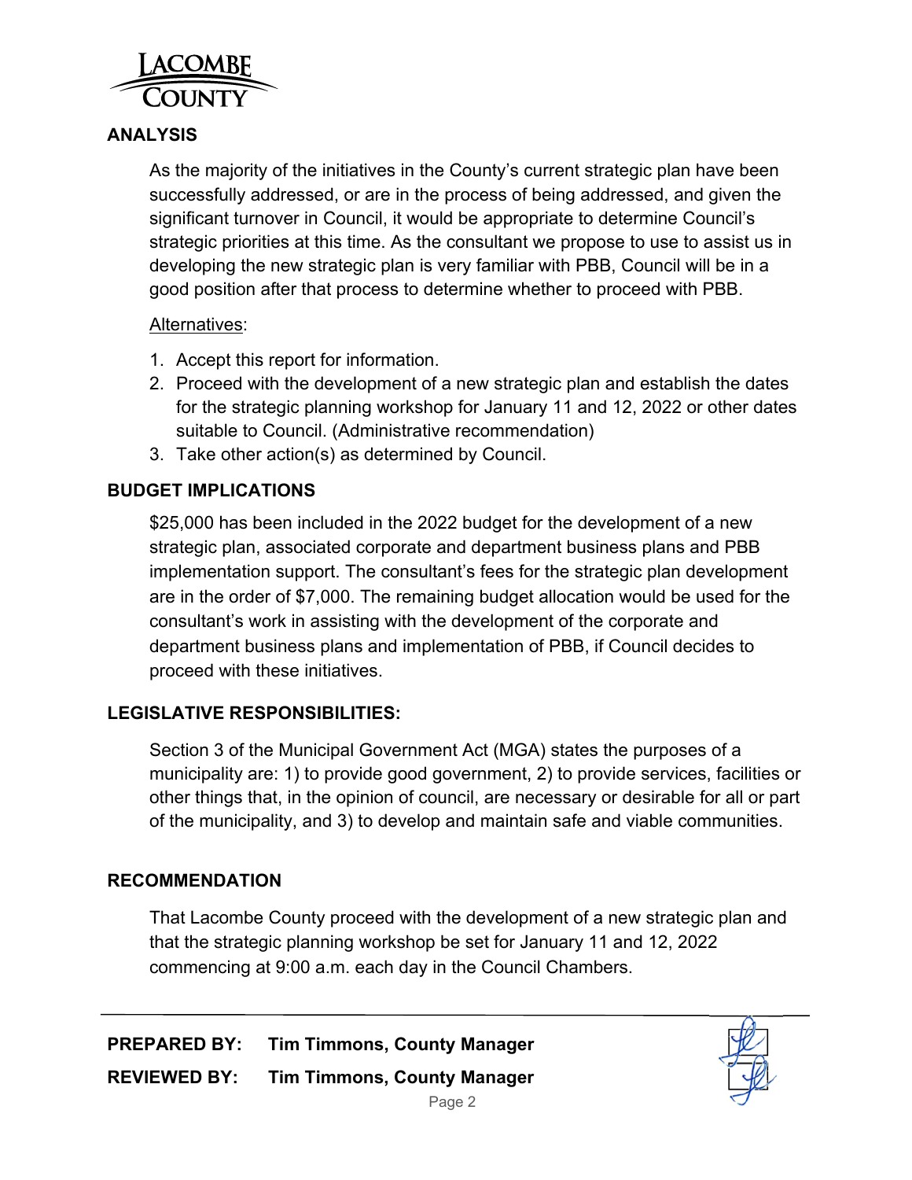## ANALYSIS

As the majority of the initiatives in the County's current strategic plan have been successfully addressed, or are in the process of being addressed, and given the significant turnover in Council, it would be appropriate to determine Council's strategic priorities at this time. As the consultant we propose to use to assist us in developing the new strategic plan is very familiar with PBB, Council will be in a good position after that process to determine whether to proceed with PBB.

Alternatives:

1. Accept this report for information.
2. Proceed with the development of a new strategic plan and establish the dates for the strategic planning workshop for January 11 and 12, 2022 or other dates suitable to Council. (Administrative recommendation)
3. Take other action(s) as determined by Council.

## BUDGET IMPLICATIONS

$25,000 has been included in the 2022 budget for the development of a new strategic plan, associated corporate and department business plans and PBB implementation support. The consultant's fees for the strategic plan development are in the order of $7,000. The remaining budget allocation would be used for the consultant's work in assisting with the development of the corporate and department business plans and implementation of PBB, if Council decides to proceed with these initiatives.

## LEGISLATIVE RESPONSIBILITIES:

Section 3 of the Municipal Government Act (MGA) states the purposes of a municipality are: 1) to provide good government, 2) to provide services, facilities or other things that, in the opinion of council, are necessary or desirable for all or part of the municipality, and 3) to develop and maintain safe and viable communities.

## RECOMMENDATION

That Lacombe County proceed with the development of a new strategic plan and that the strategic planning workshop be set for January 11 and 12, 2022 commencing at 9:00 a.m. each day in the Council Chambers.

---

**PREPARED BY:** **Tim Timmons, County Manager**

**REVIEWED BY:** **Tim Timmons, County Manager**